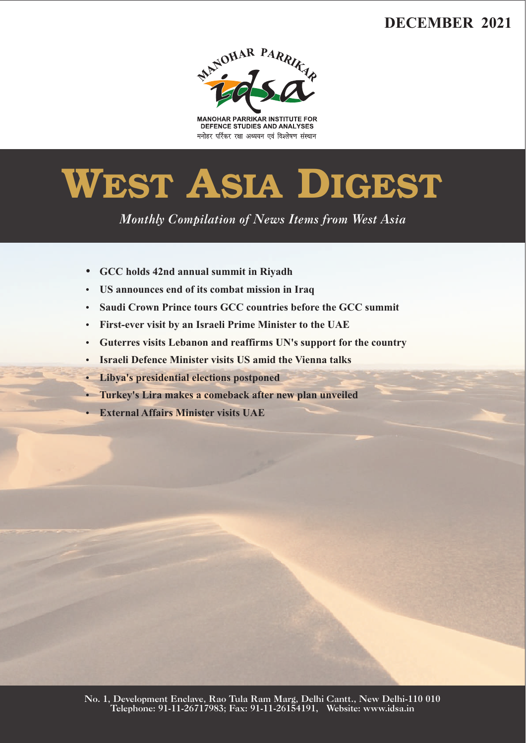DECEMBER 2021

MANOHAR PARRIKAR INSTITUTE FOR DEFENCE STUDIES AND ANALYSES

मनोहर पर्रिकर रक्षा अध्ययन एवं विश्लेषण संस्थान

# WEST ASIA DIGEST

*Monthly Compilation of News Items from West Asia*

- **GCC holds 42nd annual summit in Riyadh**
- **US announces end of its combat mission in Iraq**
- **Saudi Crown Prince tours GCC countries before the GCC summit**
- **First-ever visit by an Israeli Prime Minister to the UAE**
- **Guterres visits Lebanon and reaffirms UN's support for the country**
- **Israeli Defence Minister visits US amid the Vienna talks**
- **Libya's presidential elections postponed**
- **Turkey's Lira makes a comeback after new plan unveiled**
- **External Affairs Minister visits UAE**

No. 1, Development Enclave, Rao Tula Ram Marg, Delhi Cantt., New Delhi-110 010
Telephone: 91-11-26717983; Fax: 91-11-26154191, Website: www.idsa.in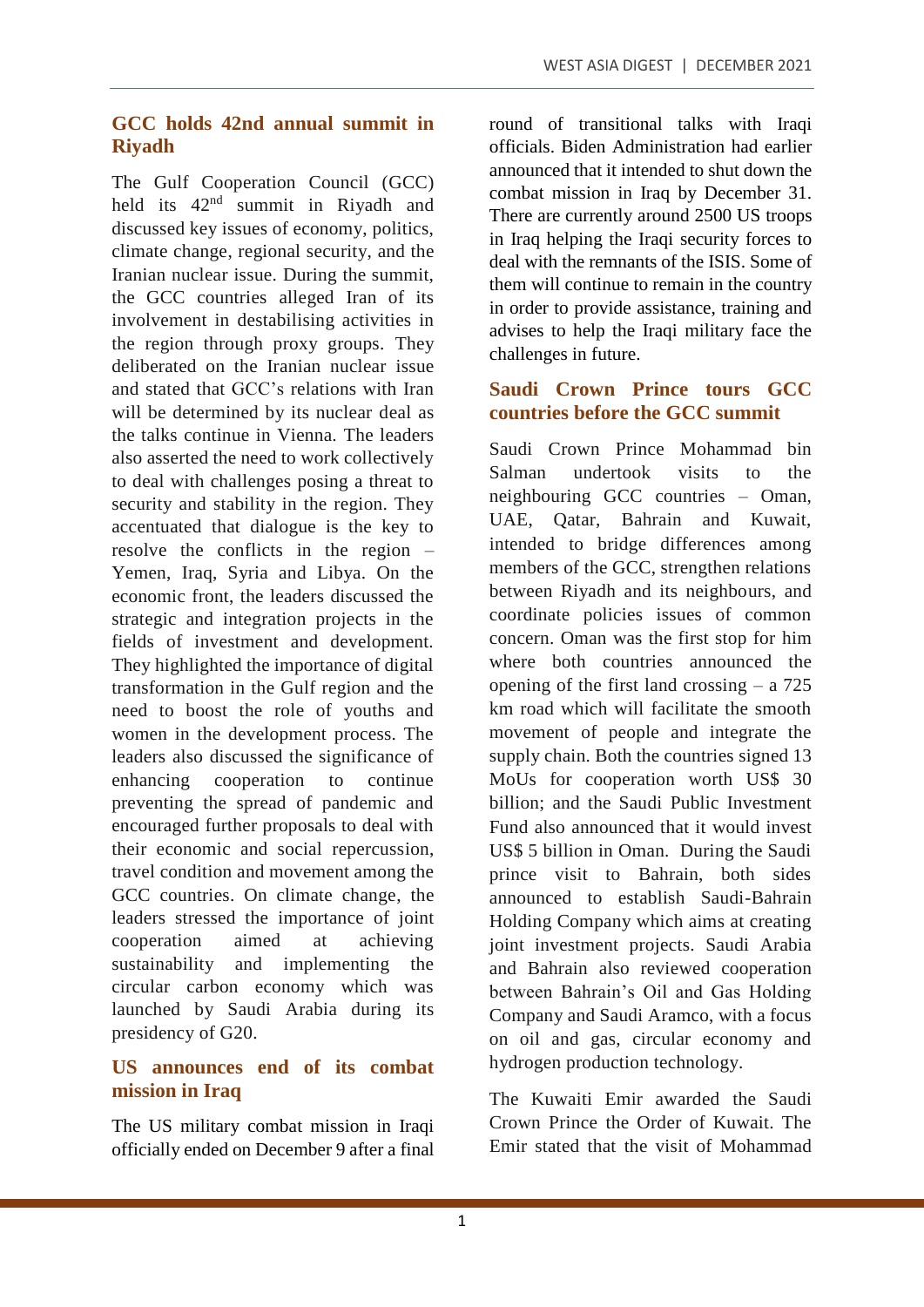## GCC holds 42nd annual summit in Riyadh

The Gulf Cooperation Council (GCC) held its 42nd summit in Riyadh and discussed key issues of economy, politics, climate change, regional security, and the Iranian nuclear issue. During the summit, the GCC countries alleged Iran of its involvement in destabilising activities in the region through proxy groups. They deliberated on the Iranian nuclear issue and stated that GCC's relations with Iran will be determined by its nuclear deal as the talks continue in Vienna. The leaders also asserted the need to work collectively to deal with challenges posing a threat to security and stability in the region. They accentuated that dialogue is the key to resolve the conflicts in the region – Yemen, Iraq, Syria and Libya. On the economic front, the leaders discussed the strategic and integration projects in the fields of investment and development. They highlighted the importance of digital transformation in the Gulf region and the need to boost the role of youths and women in the development process. The leaders also discussed the significance of enhancing cooperation to continue preventing the spread of pandemic and encouraged further proposals to deal with their economic and social repercussion, travel condition and movement among the GCC countries. On climate change, the leaders stressed the importance of joint cooperation aimed at achieving sustainability and implementing the circular carbon economy which was launched by Saudi Arabia during its presidency of G20.

## US announces end of its combat mission in Iraq

The US military combat mission in Iraqi officially ended on December 9 after a final round of transitional talks with Iraqi officials. Biden Administration had earlier announced that it intended to shut down the combat mission in Iraq by December 31. There are currently around 2500 US troops in Iraq helping the Iraqi security forces to deal with the remnants of the ISIS. Some of them will continue to remain in the country in order to provide assistance, training and advises to help the Iraqi military face the challenges in future.

## Saudi Crown Prince tours GCC countries before the GCC summit

Saudi Crown Prince Mohammad bin Salman undertook visits to the neighbouring GCC countries – Oman, UAE, Qatar, Bahrain and Kuwait, intended to bridge differences among members of the GCC, strengthen relations between Riyadh and its neighbours, and coordinate policies issues of common concern. Oman was the first stop for him where both countries announced the opening of the first land crossing – a 725 km road which will facilitate the smooth movement of people and integrate the supply chain. Both the countries signed 13 MoUs for cooperation worth US$ 30 billion; and the Saudi Public Investment Fund also announced that it would invest US$ 5 billion in Oman. During the Saudi prince visit to Bahrain, both sides announced to establish Saudi-Bahrain Holding Company which aims at creating joint investment projects. Saudi Arabia and Bahrain also reviewed cooperation between Bahrain's Oil and Gas Holding Company and Saudi Aramco, with a focus on oil and gas, circular economy and hydrogen production technology.

The Kuwaiti Emir awarded the Saudi Crown Prince the Order of Kuwait. The Emir stated that the visit of Mohammad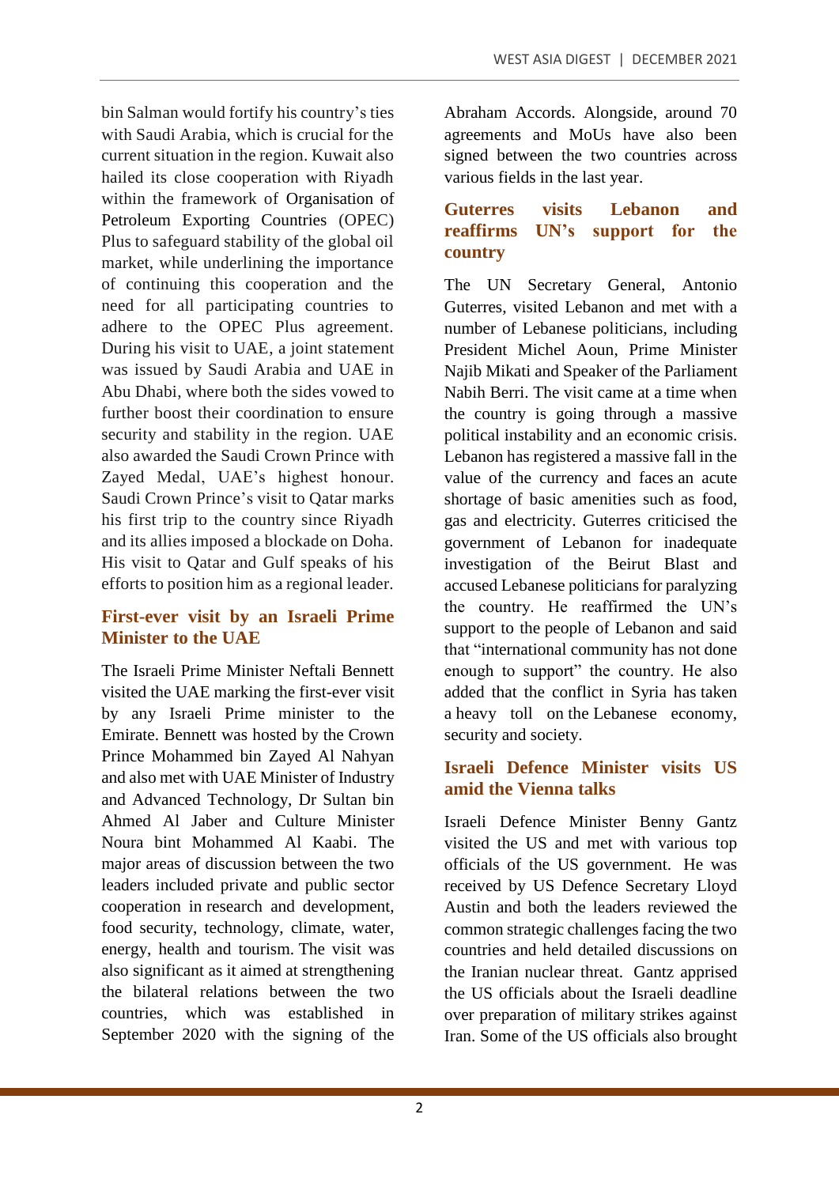bin Salman would fortify his country's ties with Saudi Arabia, which is crucial for the current situation in the region. Kuwait also hailed its close cooperation with Riyadh within the framework of Organisation of Petroleum Exporting Countries (OPEC) Plus to safeguard stability of the global oil market, while underlining the importance of continuing this cooperation and the need for all participating countries to adhere to the OPEC Plus agreement. During his visit to UAE, a joint statement was issued by Saudi Arabia and UAE in Abu Dhabi, where both the sides vowed to further boost their coordination to ensure security and stability in the region. UAE also awarded the Saudi Crown Prince with Zayed Medal, UAE's highest honour. Saudi Crown Prince's visit to Qatar marks his first trip to the country since Riyadh and its allies imposed a blockade on Doha. His visit to Qatar and Gulf speaks of his efforts to position him as a regional leader.

## First-ever visit by an Israeli Prime Minister to the UAE

The Israeli Prime Minister Neftali Bennett visited the UAE marking the first-ever visit by any Israeli Prime minister to the Emirate. Bennett was hosted by the Crown Prince Mohammed bin Zayed Al Nahyan and also met with UAE Minister of Industry and Advanced Technology, Dr Sultan bin Ahmed Al Jaber and Culture Minister Noura bint Mohammed Al Kaabi. The major areas of discussion between the two leaders included private and public sector cooperation in research and development, food security, technology, climate, water, energy, health and tourism. The visit was also significant as it aimed at strengthening the bilateral relations between the two countries, which was established in September 2020 with the signing of the Abraham Accords. Alongside, around 70 agreements and MoUs have also been signed between the two countries across various fields in the last year.

## Guterres visits Lebanon and reaffirms UN's support for the country

The UN Secretary General, Antonio Guterres, visited Lebanon and met with a number of Lebanese politicians, including President Michel Aoun, Prime Minister Najib Mikati and Speaker of the Parliament Nabih Berri. The visit came at a time when the country is going through a massive political instability and an economic crisis. Lebanon has registered a massive fall in the value of the currency and faces an acute shortage of basic amenities such as food, gas and electricity. Guterres criticised the government of Lebanon for inadequate investigation of the Beirut Blast and accused Lebanese politicians for paralyzing the country. He reaffirmed the UN's support to the people of Lebanon and said that "international community has not done enough to support" the country. He also added that the conflict in Syria has taken a heavy toll on the Lebanese economy, security and society.

## Israeli Defence Minister visits US amid the Vienna talks

Israeli Defence Minister Benny Gantz visited the US and met with various top officials of the US government. He was received by US Defence Secretary Lloyd Austin and both the leaders reviewed the common strategic challenges facing the two countries and held detailed discussions on the Iranian nuclear threat. Gantz apprised the US officials about the Israeli deadline over preparation of military strikes against Iran. Some of the US officials also brought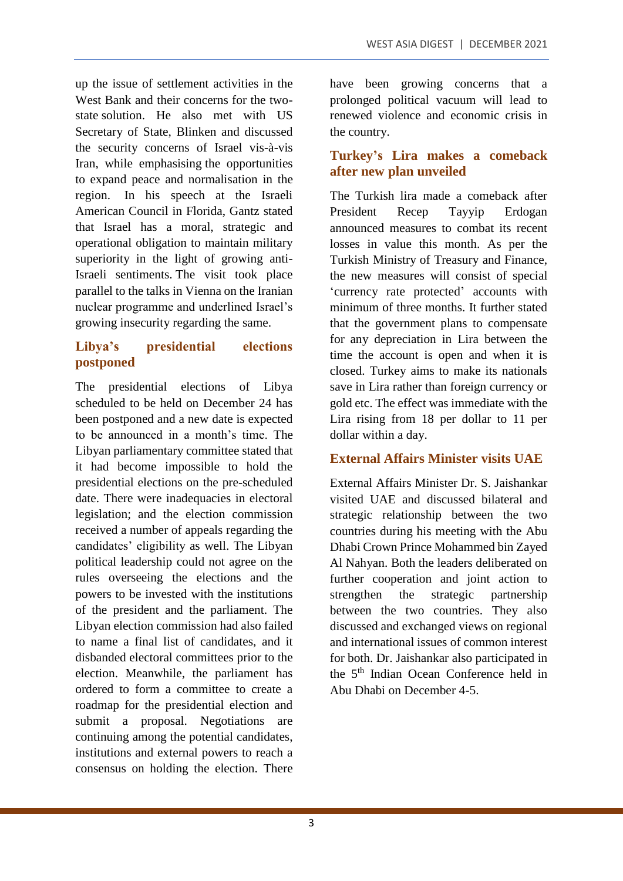up the issue of settlement activities in the West Bank and their concerns for the two-state solution. He also met with US Secretary of State, Blinken and discussed the security concerns of Israel vis-à-vis Iran, while emphasising the opportunities to expand peace and normalisation in the region. In his speech at the Israeli American Council in Florida, Gantz stated that Israel has a moral, strategic and operational obligation to maintain military superiority in the light of growing anti-Israeli sentiments. The visit took place parallel to the talks in Vienna on the Iranian nuclear programme and underlined Israel's growing insecurity regarding the same.

## Libya's presidential elections postponed

The presidential elections of Libya scheduled to be held on December 24 has been postponed and a new date is expected to be announced in a month's time. The Libyan parliamentary committee stated that it had become impossible to hold the presidential elections on the pre-scheduled date. There were inadequacies in electoral legislation; and the election commission received a number of appeals regarding the candidates' eligibility as well. The Libyan political leadership could not agree on the rules overseeing the elections and the powers to be invested with the institutions of the president and the parliament. The Libyan election commission had also failed to name a final list of candidates, and it disbanded electoral committees prior to the election. Meanwhile, the parliament has ordered to form a committee to create a roadmap for the presidential election and submit a proposal. Negotiations are continuing among the potential candidates, institutions and external powers to reach a consensus on holding the election. There have been growing concerns that a prolonged political vacuum will lead to renewed violence and economic crisis in the country.

## Turkey's Lira makes a comeback after new plan unveiled

The Turkish lira made a comeback after President Recep Tayyip Erdogan announced measures to combat its recent losses in value this month. As per the Turkish Ministry of Treasury and Finance, the new measures will consist of special 'currency rate protected' accounts with minimum of three months. It further stated that the government plans to compensate for any depreciation in Lira between the time the account is open and when it is closed. Turkey aims to make its nationals save in Lira rather than foreign currency or gold etc. The effect was immediate with the Lira rising from 18 per dollar to 11 per dollar within a day.

## External Affairs Minister visits UAE

External Affairs Minister Dr. S. Jaishankar visited UAE and discussed bilateral and strategic relationship between the two countries during his meeting with the Abu Dhabi Crown Prince Mohammed bin Zayed Al Nahyan. Both the leaders deliberated on further cooperation and joint action to strengthen the strategic partnership between the two countries. They also discussed and exchanged views on regional and international issues of common interest for both. Dr. Jaishankar also participated in the 5th Indian Ocean Conference held in Abu Dhabi on December 4-5.